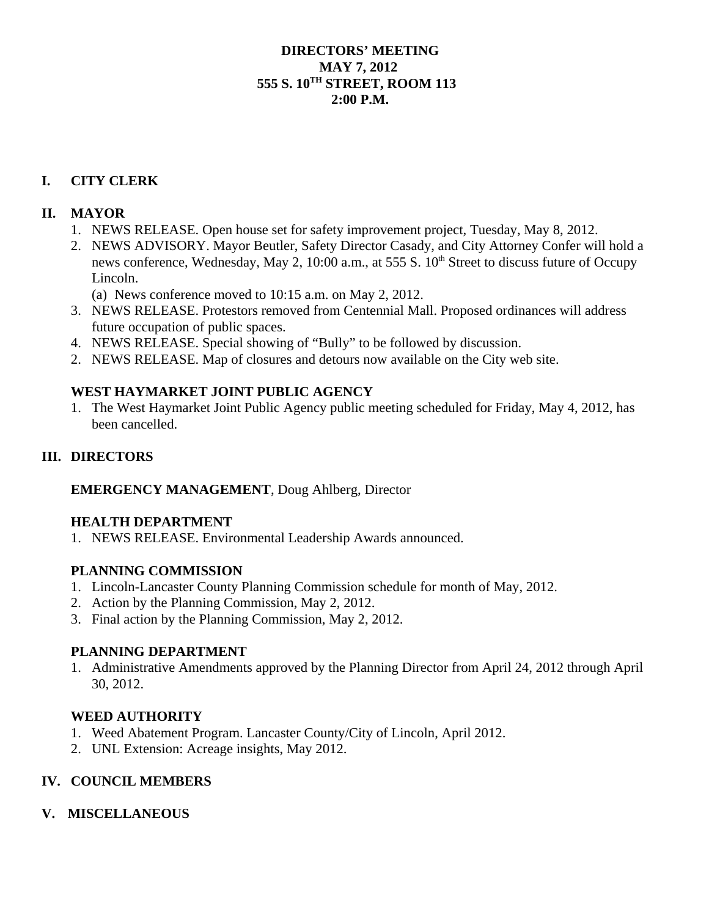# DIRECTORS' MEETING
# MAY 7, 2012
# 555 S. 10TH STREET, ROOM 113
# 2:00 P.M.

## I. CITY CLERK

## II. MAYOR

1. NEWS RELEASE. Open house set for safety improvement project, Tuesday, May 8, 2012.
2. NEWS ADVISORY. Mayor Beutler, Safety Director Casady, and City Attorney Confer will hold a news conference, Wednesday, May 2, 10:00 a.m., at 555 S. 10th Street to discuss future of Occupy Lincoln.
   (a) News conference moved to 10:15 a.m. on May 2, 2012.
3. NEWS RELEASE. Protestors removed from Centennial Mall. Proposed ordinances will address future occupation of public spaces.
4. NEWS RELEASE. Special showing of "Bully" to be followed by discussion.
2. NEWS RELEASE. Map of closures and detours now available on the City web site.

### WEST HAYMARKET JOINT PUBLIC AGENCY

1. The West Haymarket Joint Public Agency public meeting scheduled for Friday, May 4, 2012, has been cancelled.

## III. DIRECTORS

**EMERGENCY MANAGEMENT**, Doug Ahlberg, Director

### HEALTH DEPARTMENT

1. NEWS RELEASE. Environmental Leadership Awards announced.

### PLANNING COMMISSION

1. Lincoln-Lancaster County Planning Commission schedule for month of May, 2012.
2. Action by the Planning Commission, May 2, 2012.
3. Final action by the Planning Commission, May 2, 2012.

### PLANNING DEPARTMENT

1. Administrative Amendments approved by the Planning Director from April 24, 2012 through April 30, 2012.

### WEED AUTHORITY

1. Weed Abatement Program. Lancaster County/City of Lincoln, April 2012.
2. UNL Extension: Acreage insights, May 2012.

## IV. COUNCIL MEMBERS

## V. MISCELLANEOUS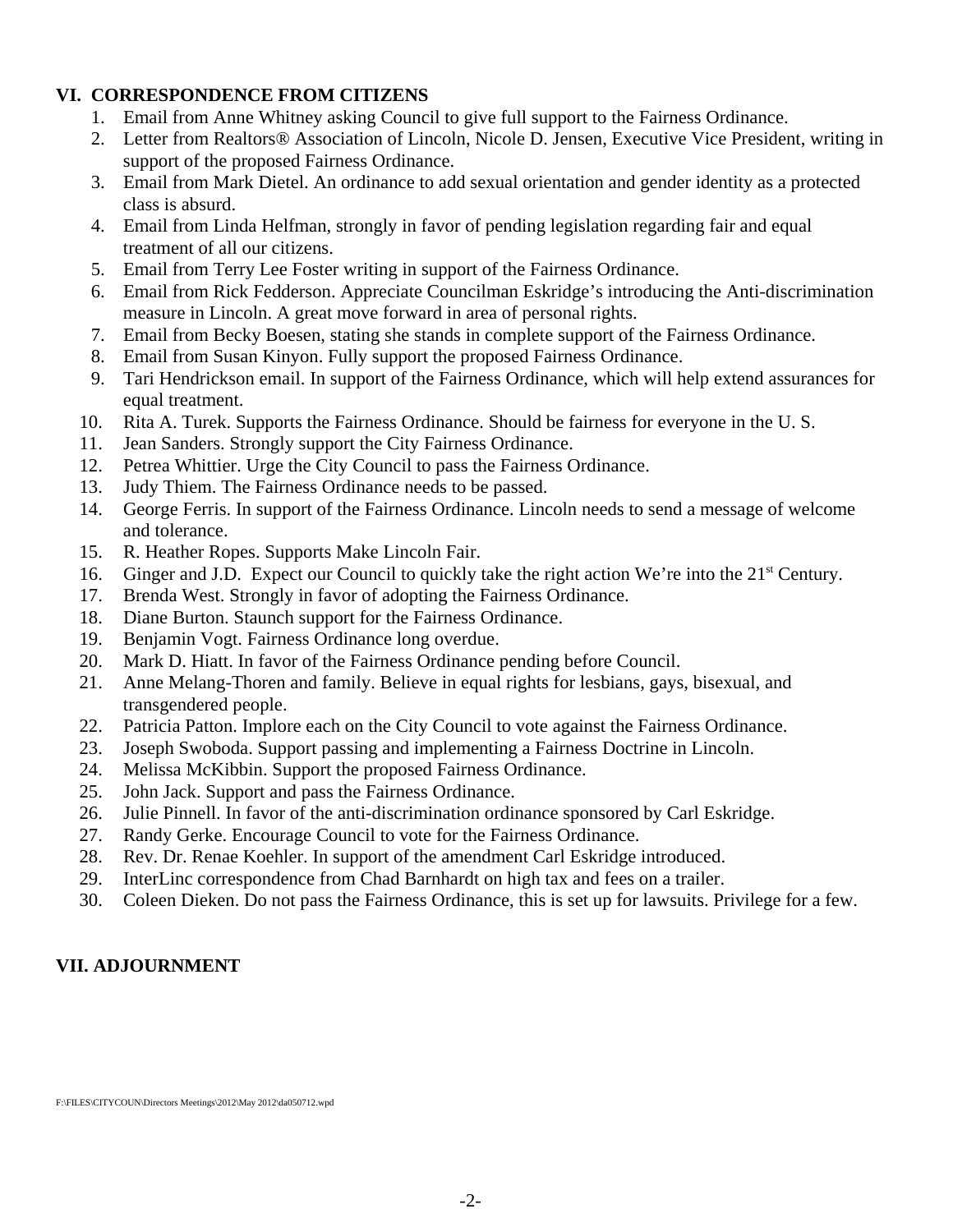## VI. CORRESPONDENCE FROM CITIZENS

1. Email from Anne Whitney asking Council to give full support to the Fairness Ordinance.
2. Letter from Realtors® Association of Lincoln, Nicole D. Jensen, Executive Vice President, writing in support of the proposed Fairness Ordinance.
3. Email from Mark Dietel. An ordinance to add sexual orientation and gender identity as a protected class is absurd.
4. Email from Linda Helfman, strongly in favor of pending legislation regarding fair and equal treatment of all our citizens.
5. Email from Terry Lee Foster writing in support of the Fairness Ordinance.
6. Email from Rick Fedderson. Appreciate Councilman Eskridge's introducing the Anti-discrimination measure in Lincoln. A great move forward in area of personal rights.
7. Email from Becky Boesen, stating she stands in complete support of the Fairness Ordinance.
8. Email from Susan Kinyon. Fully support the proposed Fairness Ordinance.
9. Tari Hendrickson email. In support of the Fairness Ordinance, which will help extend assurances for equal treatment.
10. Rita A. Turek. Supports the Fairness Ordinance. Should be fairness for everyone in the U. S.
11. Jean Sanders. Strongly support the City Fairness Ordinance.
12. Petrea Whittier. Urge the City Council to pass the Fairness Ordinance.
13. Judy Thiem. The Fairness Ordinance needs to be passed.
14. George Ferris. In support of the Fairness Ordinance. Lincoln needs to send a message of welcome and tolerance.
15. R. Heather Ropes. Supports Make Lincoln Fair.
16. Ginger and J.D. Expect our Council to quickly take the right action We're into the 21st Century.
17. Brenda West. Strongly in favor of adopting the Fairness Ordinance.
18. Diane Burton. Staunch support for the Fairness Ordinance.
19. Benjamin Vogt. Fairness Ordinance long overdue.
20. Mark D. Hiatt. In favor of the Fairness Ordinance pending before Council.
21. Anne Melang-Thoren and family. Believe in equal rights for lesbians, gays, bisexual, and transgendered people.
22. Patricia Patton. Implore each on the City Council to vote against the Fairness Ordinance.
23. Joseph Swoboda. Support passing and implementing a Fairness Doctrine in Lincoln.
24. Melissa McKibbin. Support the proposed Fairness Ordinance.
25. John Jack. Support and pass the Fairness Ordinance.
26. Julie Pinnell. In favor of the anti-discrimination ordinance sponsored by Carl Eskridge.
27. Randy Gerke. Encourage Council to vote for the Fairness Ordinance.
28. Rev. Dr. Renae Koehler. In support of the amendment Carl Eskridge introduced.
29. InterLinc correspondence from Chad Barnhardt on high tax and fees on a trailer.
30. Coleen Dieken. Do not pass the Fairness Ordinance, this is set up for lawsuits. Privilege for a few.

## VII. ADJOURNMENT

F:\FILES\CITYCOUN\Directors Meetings\2012\May 2012\da050712.wpd